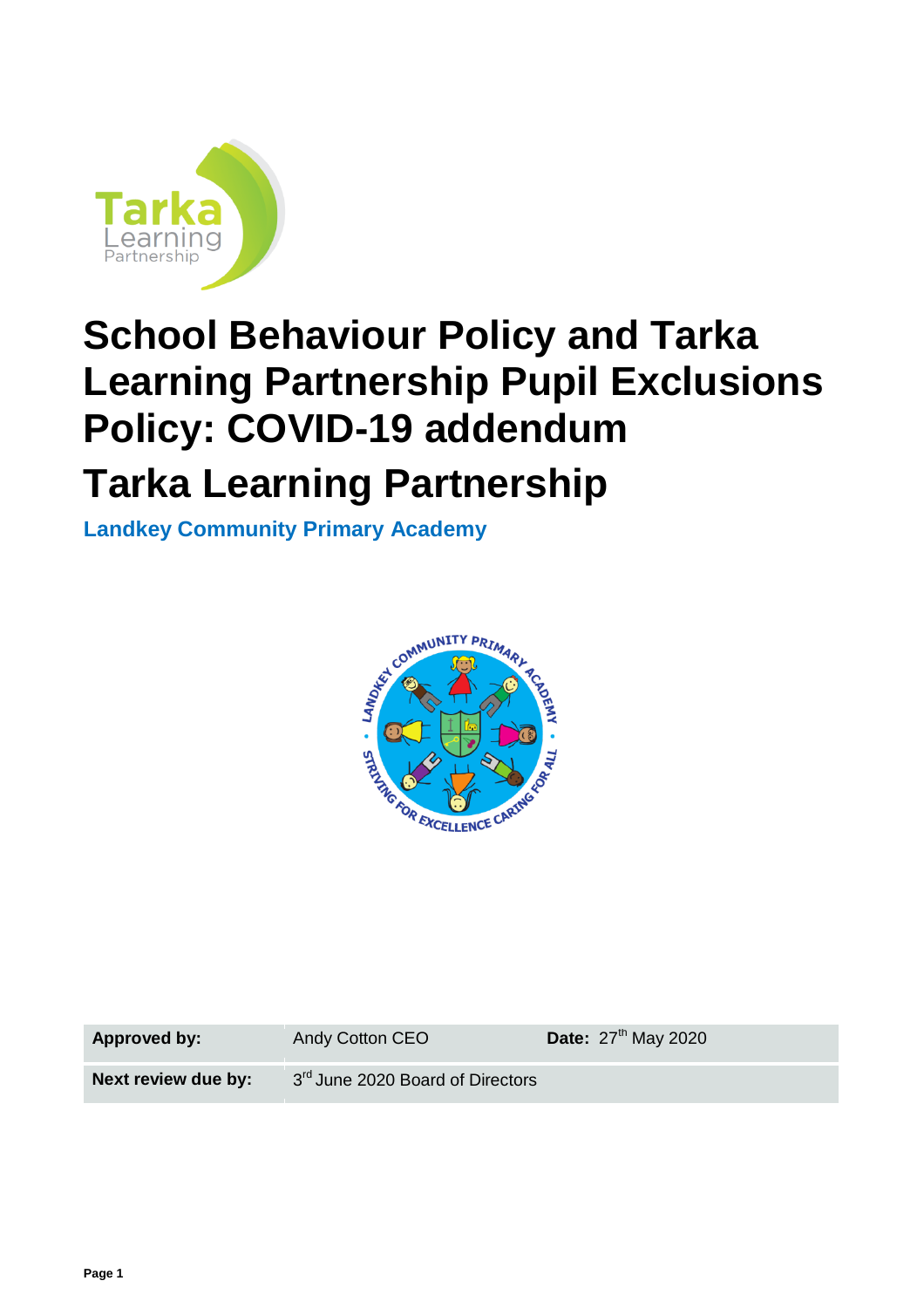# School Behaviour Policy and Tarka Learning Partnership Pupil Exclusions Policy: COVID-19 addendum

# Tarka Learning Partnership

**Landkey Community Primary Academy**

| **Approved by:** | Andy Cotton CEO | **Date:** 27th May 2020 |
|---|---|---|
| **Next review due by:** | 3rd June 2020 Board of Directors | |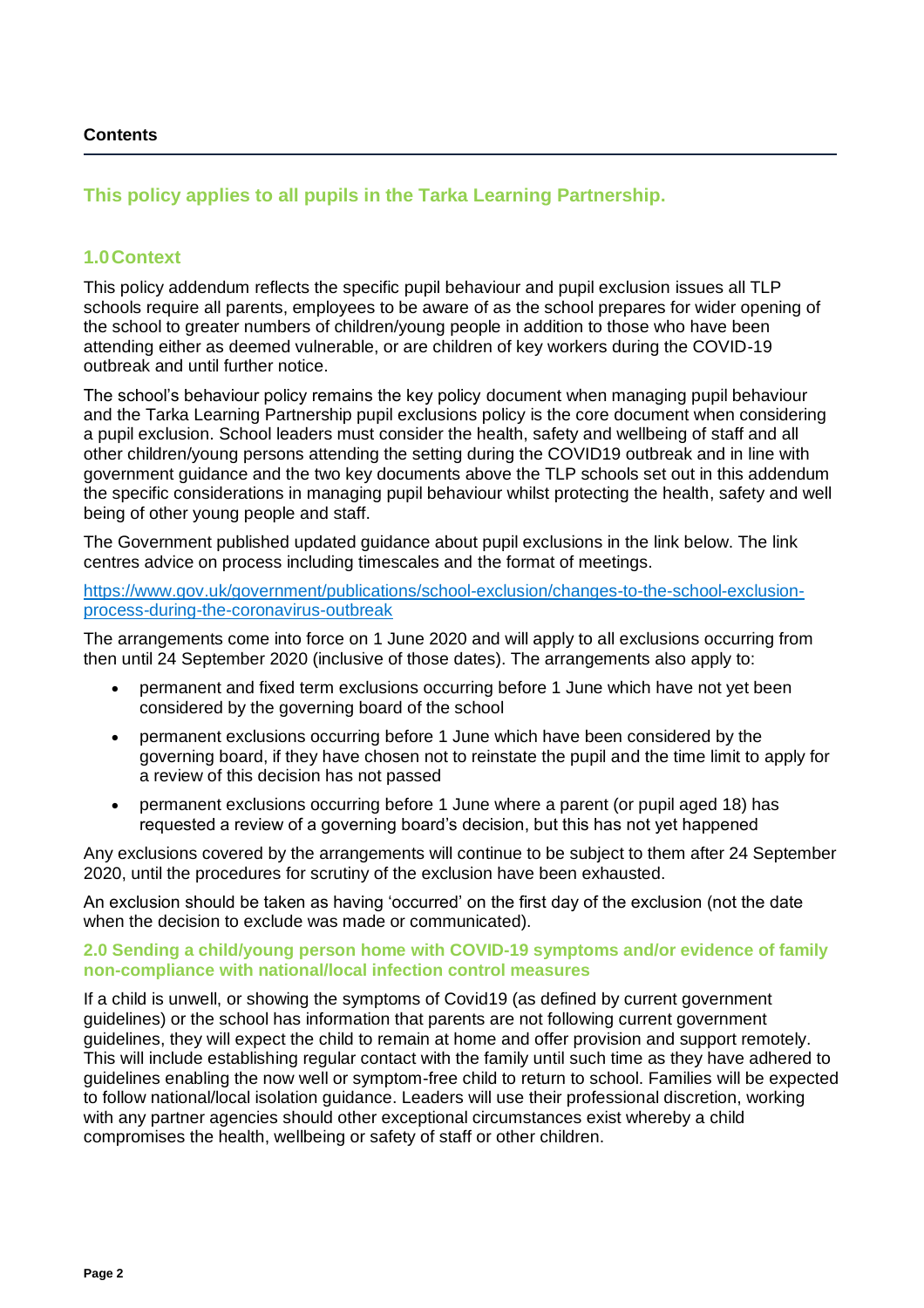**Contents**

## This policy applies to all pupils in the Tarka Learning Partnership.

## 1.0 Context

This policy addendum reflects the specific pupil behaviour and pupil exclusion issues all TLP schools require all parents, employees to be aware of as the school prepares for wider opening of the school to greater numbers of children/young people in addition to those who have been attending either as deemed vulnerable, or are children of key workers during the COVID-19 outbreak and until further notice.

The school's behaviour policy remains the key policy document when managing pupil behaviour and the Tarka Learning Partnership pupil exclusions policy is the core document when considering a pupil exclusion. School leaders must consider the health, safety and wellbeing of staff and all other children/young persons attending the setting during the COVID19 outbreak and in line with government guidance and the two key documents above the TLP schools set out in this addendum the specific considerations in managing pupil behaviour whilst protecting the health, safety and well being of other young people and staff.

The Government published updated guidance about pupil exclusions in the link below. The link centres advice on process including timescales and the format of meetings.

[https://www.gov.uk/government/publications/school-exclusion/changes-to-the-school-exclusion-process-during-the-coronavirus-outbreak](https://www.gov.uk/government/publications/school-exclusion/changes-to-the-school-exclusion-process-during-the-coronavirus-outbreak)

The arrangements come into force on 1 June 2020 and will apply to all exclusions occurring from then until 24 September 2020 (inclusive of those dates). The arrangements also apply to:

- permanent and fixed term exclusions occurring before 1 June which have not yet been considered by the governing board of the school
- permanent exclusions occurring before 1 June which have been considered by the governing board, if they have chosen not to reinstate the pupil and the time limit to apply for a review of this decision has not passed
- permanent exclusions occurring before 1 June where a parent (or pupil aged 18) has requested a review of a governing board's decision, but this has not yet happened

Any exclusions covered by the arrangements will continue to be subject to them after 24 September 2020, until the procedures for scrutiny of the exclusion have been exhausted.

An exclusion should be taken as having 'occurred' on the first day of the exclusion (not the date when the decision to exclude was made or communicated).

### 2.0 Sending a child/young person home with COVID-19 symptoms and/or evidence of family non-compliance with national/local infection control measures

If a child is unwell, or showing the symptoms of Covid19 (as defined by current government guidelines) or the school has information that parents are not following current government guidelines, they will expect the child to remain at home and offer provision and support remotely. This will include establishing regular contact with the family until such time as they have adhered to guidelines enabling the now well or symptom-free child to return to school. Families will be expected to follow national/local isolation guidance. Leaders will use their professional discretion, working with any partner agencies should other exceptional circumstances exist whereby a child compromises the health, wellbeing or safety of staff or other children.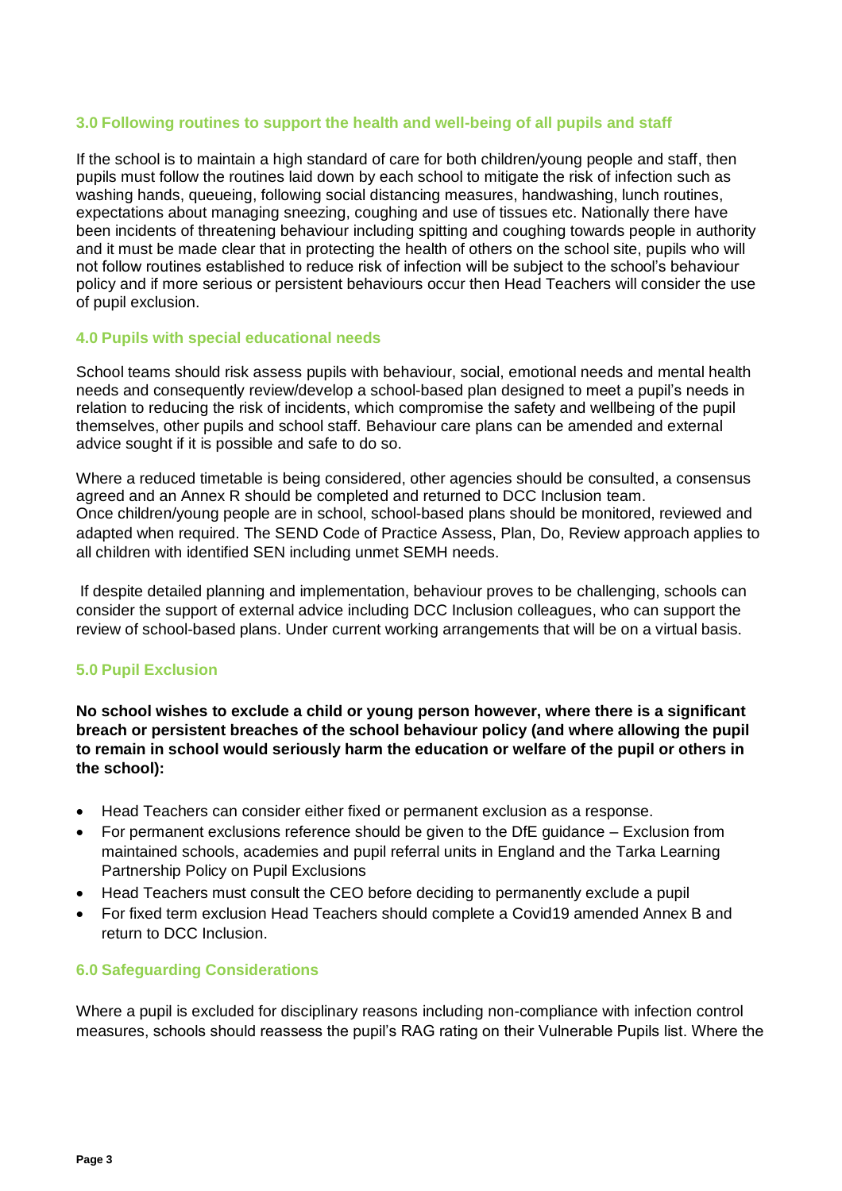## 3.0 Following routines to support the health and well-being of all pupils and staff

If the school is to maintain a high standard of care for both children/young people and staff, then pupils must follow the routines laid down by each school to mitigate the risk of infection such as washing hands, queueing, following social distancing measures, handwashing, lunch routines, expectations about managing sneezing, coughing and use of tissues etc. Nationally there have been incidents of threatening behaviour including spitting and coughing towards people in authority and it must be made clear that in protecting the health of others on the school site, pupils who will not follow routines established to reduce risk of infection will be subject to the school's behaviour policy and if more serious or persistent behaviours occur then Head Teachers will consider the use of pupil exclusion.

## 4.0 Pupils with special educational needs

School teams should risk assess pupils with behaviour, social, emotional needs and mental health needs and consequently review/develop a school-based plan designed to meet a pupil's needs in relation to reducing the risk of incidents, which compromise the safety and wellbeing of the pupil themselves, other pupils and school staff. Behaviour care plans can be amended and external advice sought if it is possible and safe to do so.

Where a reduced timetable is being considered, other agencies should be consulted, a consensus agreed and an Annex R should be completed and returned to DCC Inclusion team.
Once children/young people are in school, school-based plans should be monitored, reviewed and adapted when required. The SEND Code of Practice Assess, Plan, Do, Review approach applies to all children with identified SEN including unmet SEMH needs.

If despite detailed planning and implementation, behaviour proves to be challenging, schools can consider the support of external advice including DCC Inclusion colleagues, who can support the review of school-based plans. Under current working arrangements that will be on a virtual basis.

## 5.0 Pupil Exclusion

**No school wishes to exclude a child or young person however, where there is a significant breach or persistent breaches of the school behaviour policy (and where allowing the pupil to remain in school would seriously harm the education or welfare of the pupil or others in the school):**

- Head Teachers can consider either fixed or permanent exclusion as a response.
- For permanent exclusions reference should be given to the DfE guidance – Exclusion from maintained schools, academies and pupil referral units in England and the Tarka Learning Partnership Policy on Pupil Exclusions
- Head Teachers must consult the CEO before deciding to permanently exclude a pupil
- For fixed term exclusion Head Teachers should complete a Covid19 amended Annex B and return to DCC Inclusion.

## 6.0 Safeguarding Considerations

Where a pupil is excluded for disciplinary reasons including non-compliance with infection control measures, schools should reassess the pupil's RAG rating on their Vulnerable Pupils list. Where the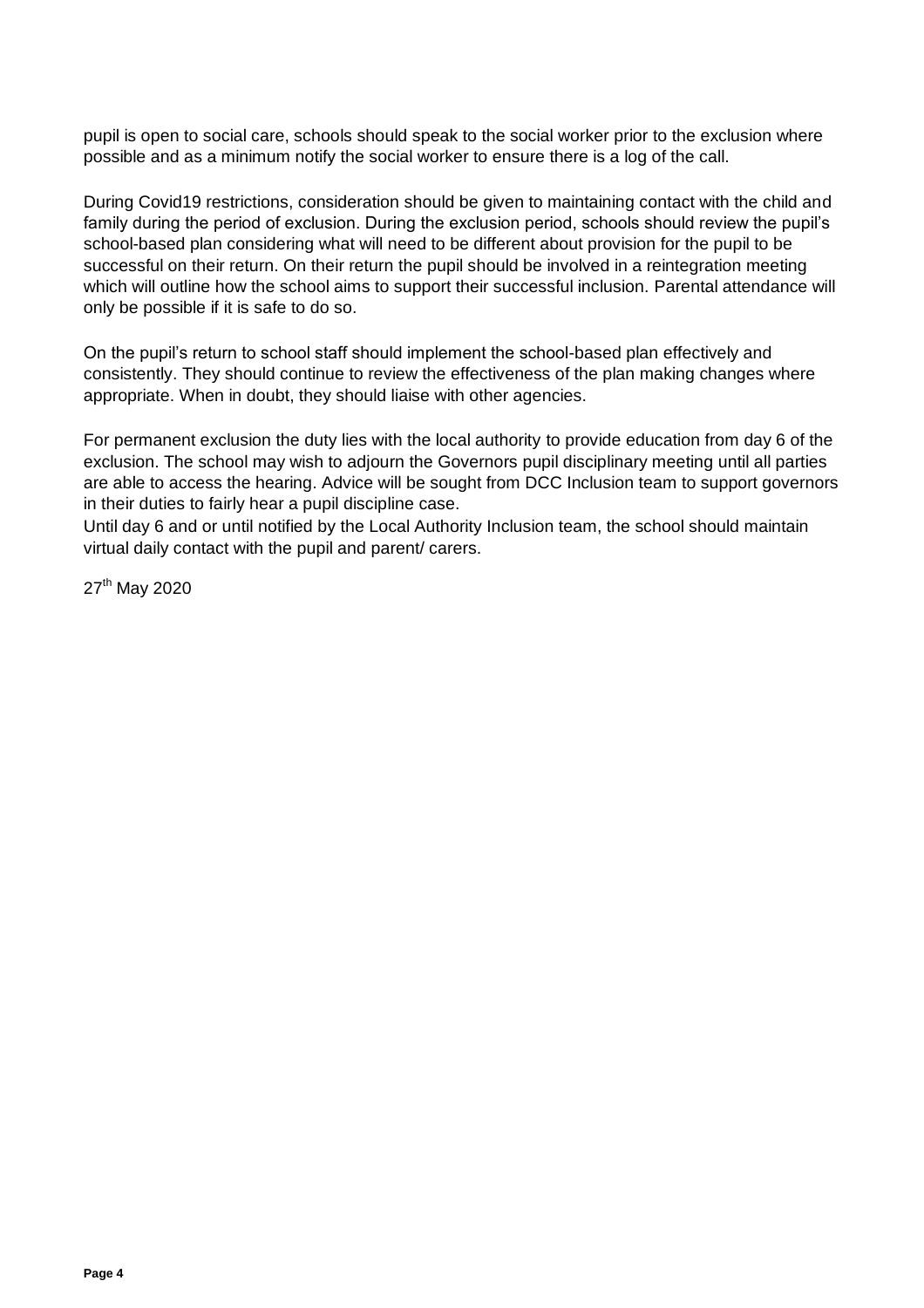pupil is open to social care, schools should speak to the social worker prior to the exclusion where possible and as a minimum notify the social worker to ensure there is a log of the call.

During Covid19 restrictions, consideration should be given to maintaining contact with the child and family during the period of exclusion. During the exclusion period, schools should review the pupil's school-based plan considering what will need to be different about provision for the pupil to be successful on their return. On their return the pupil should be involved in a reintegration meeting which will outline how the school aims to support their successful inclusion. Parental attendance will only be possible if it is safe to do so.

On the pupil's return to school staff should implement the school-based plan effectively and consistently. They should continue to review the effectiveness of the plan making changes where appropriate. When in doubt, they should liaise with other agencies.

For permanent exclusion the duty lies with the local authority to provide education from day 6 of the exclusion. The school may wish to adjourn the Governors pupil disciplinary meeting until all parties are able to access the hearing. Advice will be sought from DCC Inclusion team to support governors in their duties to fairly hear a pupil discipline case.
Until day 6 and or until notified by the Local Authority Inclusion team, the school should maintain virtual daily contact with the pupil and parent/ carers.

27th May 2020